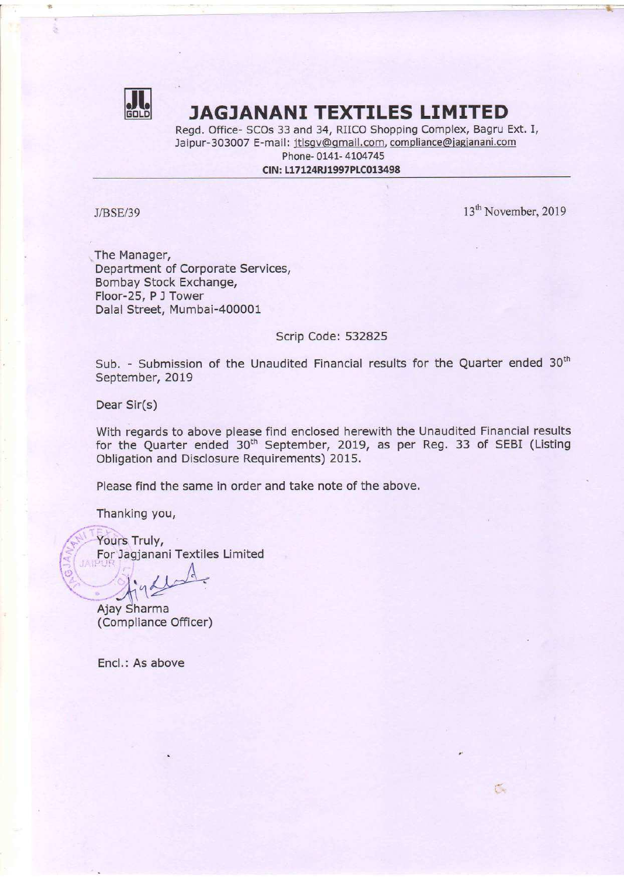# JAGJANANI TEXTILES LIMITED

Regd. Office- SCOs 33 and 34, RIICO Shopping Complex, Bagru Ext. I, Jaipur-303007 E-mail: jtlsgv@gmail.com, compliance@jagjanani.com
Phone- 0141- 4104745
**CIN: L17124RJ1997PLC013498**

J/BSE/39

13th November, 2019

The Manager,
Department of Corporate Services,
Bombay Stock Exchange,
Floor-25, P J Tower
Dalal Street, Mumbai-400001

Scrip Code: 532825

Sub. - Submission of the Unaudited Financial results for the Quarter ended 30th September, 2019

Dear Sir(s)

With regards to above please find enclosed herewith the Unaudited Financial results for the Quarter ended 30th September, 2019, as per Reg. 33 of SEBI (Listing Obligation and Disclosure Requirements) 2015.

Please find the same in order and take note of the above.

Thanking you,

Yours Truly,
For Jagjanani Textiles Limited

Ajay Sharma
(Compliance Officer)

Encl.: As above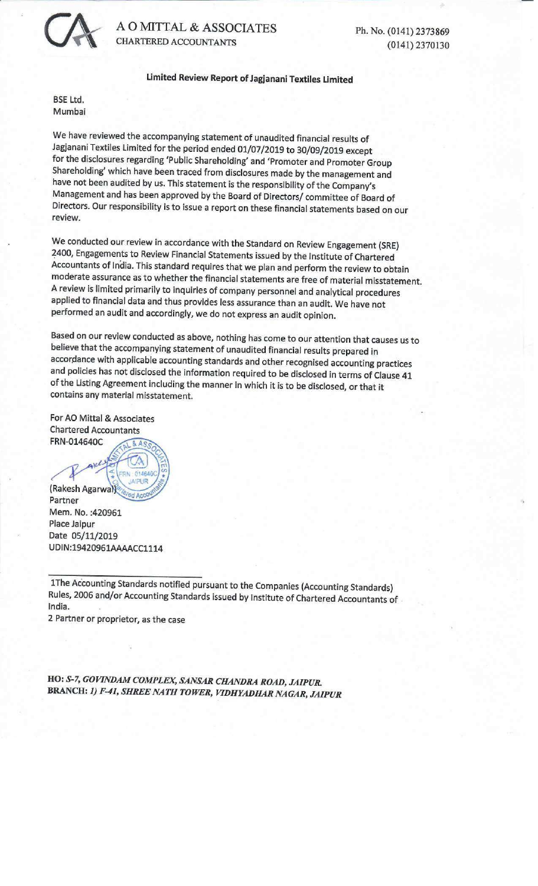A O MITTAL & ASSOCIATES
CHARTERED ACCOUNTANTS

Ph. No. (0141) 2373869
(0141) 2370130

## Limited Review Report of Jagjanani Textiles Limited

BSE Ltd.
Mumbai

We have reviewed the accompanying statement of unaudited financial results of Jagjanani Textiles Limited for the period ended 01/07/2019 to 30/09/2019 except for the disclosures regarding 'Public Shareholding' and 'Promoter and Promoter Group Shareholding' which have been traced from disclosures made by the management and have not been audited by us. This statement is the responsibility of the Company's Management and has been approved by the Board of Directors/ committee of Board of Directors. Our responsibility is to issue a report on these financial statements based on our review.

We conducted our review in accordance with the Standard on Review Engagement (SRE) 2400, Engagements to Review Financial Statements issued by the Institute of Chartered Accountants of India. This standard requires that we plan and perform the review to obtain moderate assurance as to whether the financial statements are free of material misstatement. A review is limited primarily to inquiries of company personnel and analytical procedures applied to financial data and thus provides less assurance than an audit. We have not performed an audit and accordingly, we do not express an audit opinion.

Based on our review conducted as above, nothing has come to our attention that causes us to believe that the accompanying statement of unaudited financial results prepared in accordance with applicable accounting standards and other recognised accounting practices and policies has not disclosed the information required to be disclosed in terms of Clause 41 of the Listing Agreement including the manner in which it is to be disclosed, or that it contains any material misstatement.

For AO Mittal & Associates
Chartered Accountants
FRN-014640C

(Rakesh Agarwal)
Partner
Mem. No. :420961
Place Jaipur
Date 05/11/2019
UDIN:19420961AAAACC1114

---

1The Accounting Standards notified pursuant to the Companies (Accounting Standards) Rules, 2006 and/or Accounting Standards issued by Institute of Chartered Accountants of India.

2 Partner or proprietor, as the case

***HO: S-7, GOVINDAM COMPLEX, SANSAR CHANDRA ROAD, JAIPUR.***
***BRANCH: 1) F-41, SHREE NATH TOWER, VIDHYADHAR NAGAR, JAIPUR***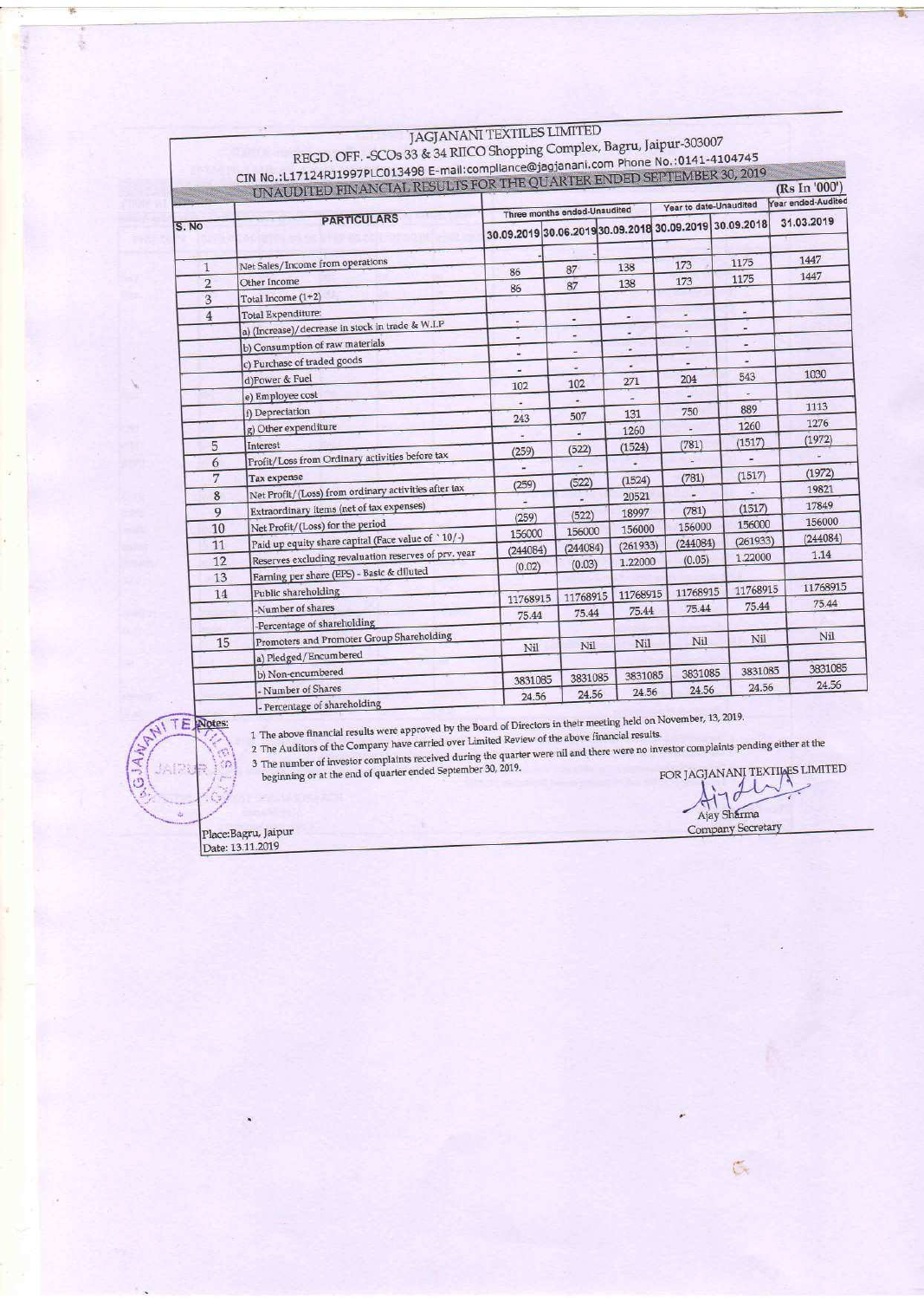# JAGJANANI TEXTILES LIMITED

REGD. OFF. -SCOs 33 & 34 RIICO Shopping Complex, Bagru, Jaipur-303007

CIN No.:L17124RJ1997PLC013498 E-mail:compliance@jagjanani.com Phone No.:0141-4104745

## UNAUDITED FINANCIAL RESULTS FOR THE QUARTER ENDED SEPTEMBER 30, 2019

(Rs In '000')

| S. No | PARTICULARS | Three months ended-Unaudited | | | Year to date-Unaudited | | Year ended-Audited |
|---|---|---|---|---|---|---|---|
| | | 30.09.2019 | 30.06.2019 | 30.09.2018 | 30.09.2019 | 30.09.2018 | 31.03.2019 |
| 1 | Net Sales/Income from operations | | | | | | |
| 2 | Other Income | 86 | 87 | 138 | 173 | 1175 | 1447 |
| 3 | Total Income (1+2) | 86 | 87 | 138 | 173 | 1175 | 1447 |
| 4 | Total Expenditure: | | | | | | |
| | a) (Increase)/decrease in stock in trade & W.I.P | - | - | - | - | - | |
| | b) Consumption of raw materials | - | - | - | - | - | |
| | c) Purchase of traded goods | - | - | - | - | - | |
| | d)Power & Fuel | - | - | - | - | - | |
| | e) Employee cost | 102 | 102 | 271 | 204 | 543 | 1030 |
| | f) Depreciation | - | - | - | - | - | |
| | g) Other expenditure | 243 | 507 | 131 | 750 | 889 | 1113 |
| 5 | Interest | - | - | 1260 | - | 1260 | 1276 |
| 6 | Profit/Loss from Ordinary activities before tax | (259) | (522) | (1524) | (781) | (1517) | (1972) |
| 7 | Tax expense | - | - | - | - | - | - |
| 8 | Net Profit/(Loss) from ordinary activities after tax | (259) | (522) | (1524) | (781) | (1517) | (1972) |
| 9 | Extraordinary items (net of tax expenses) | - | - | 20521 | - | - | 19821 |
| 10 | Net Profit/(Loss) for the period | (259) | (522) | 18997 | (781) | (1517) | 17849 |
| 11 | Paid up equity share capital (Face value of `10/-) | 156000 | 156000 | 156000 | 156000 | 156000 | 156000 |
| 12 | Reserves excluding revaluation reserves of prv. year | (244084) | (244084) | (261933) | (244084) | (261933) | (244084) |
| 13 | Earning per share (EPS) - Basic & diluted | (0.02) | (0.03) | 1.22000 | (0.05) | 1.22000 | 1.14 |
| 14 | Public shareholding | | | | | | |
| | -Number of shares | 11768915 | 11768915 | 11768915 | 11768915 | 11768915 | 11768915 |
| | -Percentage of shareholding | 75.44 | 75.44 | 75.44 | 75.44 | 75.44 | 75.44 |
| 15 | Promoters and Promoter Group Shareholding | | | | | | |
| | a) Pledged/Encumbered | Nil | Nil | Nil | Nil | Nil | Nil |
| | b) Non-encumbered | | | | | | |
| | - Number of Shares | 3831085 | 3831085 | 3831085 | 3831085 | 3831085 | 3831085 |
| | - Percentage of shareholding | 24.56 | 24.56 | 24.56 | 24.56 | 24.56 | 24.56 |

Notes:

1 The above financial results were approved by the Board of Directors in their meeting held on November, 13, 2019.

2 The Auditors of the Company have carried over Limited Review of the above financial results.

3 The number of investor complaints received during the quarter were nil and there were no investor complaints pending either at the beginning or at the end of quarter ended September 30, 2019.

FOR JAGJANANI TEXTILES LIMITED

Ajay Sharma
Company Secretary

Place:Bagru, Jaipur
Date: 13.11.2019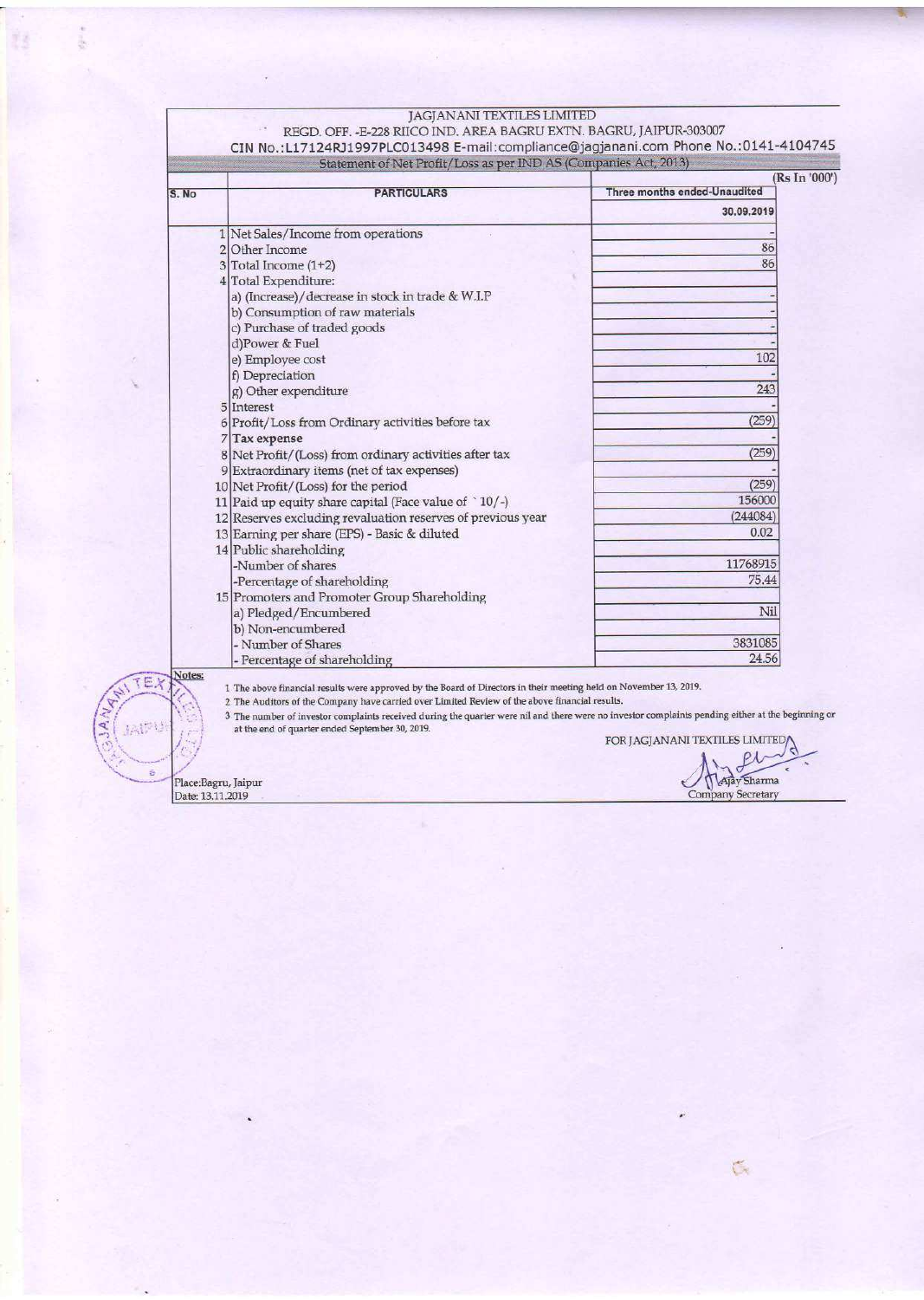JAGJANANI TEXTILES LIMITED

REGD. OFF. -E-228 RIICO IND. AREA BAGRU EXTN. BAGRU, JAIPUR-303007

CIN No.:L17124RJ1997PLC013498 E-mail:compliance@jagjanani.com Phone No.:0141-4104745

Statement of Net Profit/Loss as per IND AS (Companies Act, 2013)

(Rs In '000')

| S. No | PARTICULARS | Three months ended-Unaudited 30.09.2019 |
|---|---|---|
| 1 | Net Sales/Income from operations | - |
| 2 | Other Income | 86 |
| 3 | Total Income (1+2) | 86 |
| 4 | Total Expenditure: | |
| | a) (Increase)/decrease in stock in trade & W.I.P | - |
| | b) Consumption of raw materials | - |
| | c) Purchase of traded goods | - |
| | d)Power & Fuel | - |
| | e) Employee cost | 102 |
| | f) Depreciation | - |
| | g) Other expenditure | 243 |
| 5 | Interest | - |
| 6 | Profit/Loss from Ordinary activities before tax | (259) |
| 7 | Tax expense | - |
| 8 | Net Profit/(Loss) from ordinary activities after tax | (259) |
| 9 | Extraordinary items (net of tax expenses) | - |
| 10 | Net Profit/(Loss) for the period | (259) |
| 11 | Paid up equity share capital (Face value of ` 10/-) | 156000 |
| 12 | Reserves excluding revaluation reserves of previous year | (244084) |
| 13 | Earning per share (EPS) - Basic & diluted | 0.02 |
| 14 | Public shareholding | |
| | -Number of shares | 11768915 |
| | -Percentage of shareholding | 75.44 |
| 15 | Promoters and Promoter Group Shareholding | |
| | a) Pledged/Encumbered | Nil |
| | b) Non-encumbered | |
| | - Number of Shares | 3831085 |
| | - Percentage of shareholding | 24.56 |

**Notes:**

1 The above financial results were approved by the Board of Directors in their meeting held on November 13, 2019.

2 The Auditors of the Company have carried over Limited Review of the above financial results.

3 The number of investor complaints received during the quarter were nil and there were no investor complaints pending either at the beginning or at the end of quarter ended September 30, 2019.

FOR JAGJANANI TEXTILES LIMITED

Ajay Sharma
Company Secretary

Place:Bagru, Jaipur
Date: 13.11.2019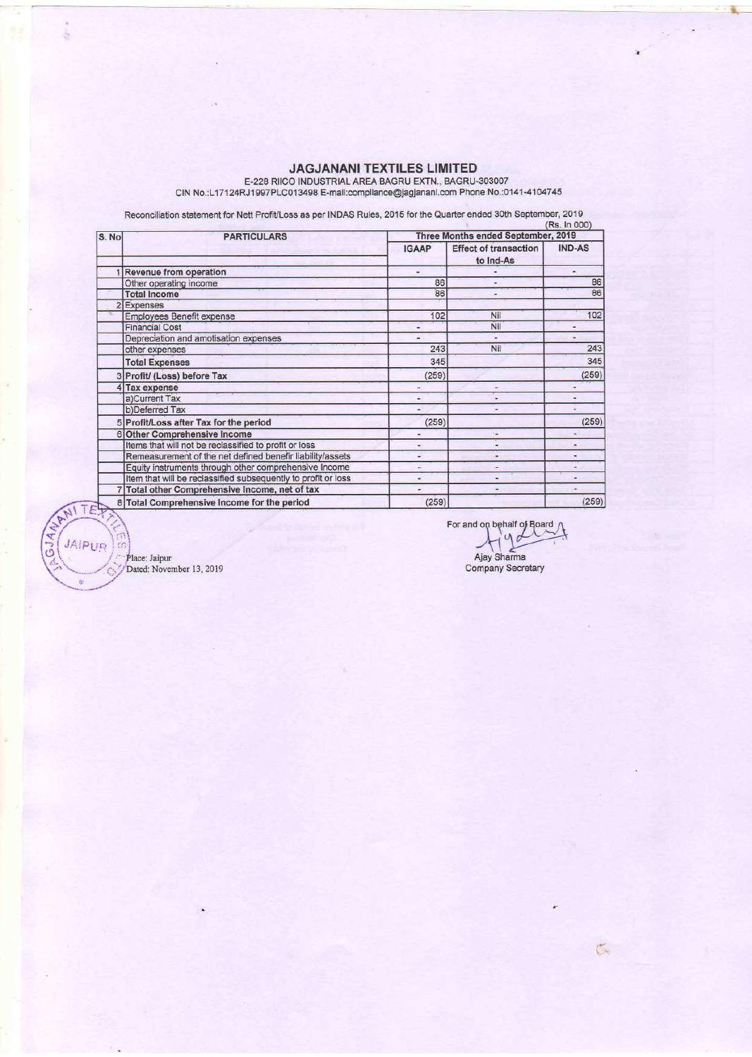# JAGJANANI TEXTILES LIMITED

E-228 RIICO INDUSTRIAL AREA BAGRU EXTN., BAGRU-303007
CIN No.:L17124RJ1997PLC013498 E-mail:compliance@jagjanani.com Phone No.:0141-4104745

Reconciliation statement for Nett Profit/Loss as per INDAS Rules, 2015 for the Quarter ended 30th September, 2019

(Rs. In 000)

| S. No | PARTICULARS | Three Months ended September, 2019 | | |
|---|---|---|---|---|
| | | IGAAP | Effect of transaction to Ind-As | IND-AS |
| 1 | **Revenue from operation** | - | - | - |
| | Other operating income | 86 | - | 86 |
| | **Total Income** | 86 | - | 86 |
| 2 | Expenses | | | |
| | Employees Benefit expense | 102 | Nil | 102 |
| | Financial Cost | - | Nil | - |
| | Depreciation and amotisation expenses | - | - | - |
| | other expenses | 243 | Nil | 243 |
| | **Total Expenses** | 345 | | 345 |
| 3 | **Profit/ (Loss) before Tax** | (259) | | (259) |
| 4 | **Tax expense** | - | - | - |
| | a)Current Tax | - | - | - |
| | b)Deferred Tax | - | - | - |
| 5 | **Profit/Loss after Tax for the period** | (259) | | (259) |
| 6 | **Other Comprehensive Income** | - | - | - |
| | Items that will not be reclassified to profit or loss | - | - | - |
| | Remeasurement of the net defined benefir liability/assets | - | - | - |
| | Equity instruments through other comprehensive income | - | - | - |
| | Item that will be reclassified subsequently to profit or loss | - | - | - |
| 7 | **Total other Comprehensive Income, net of tax** | - | - | - |
| 8 | **Total Comprehensive Income for the period** | (259) | | (259) |

Place: Jaipur
Dated: November 13, 2019

For and on behalf of Board

Ajay Sharma
Company Secretary